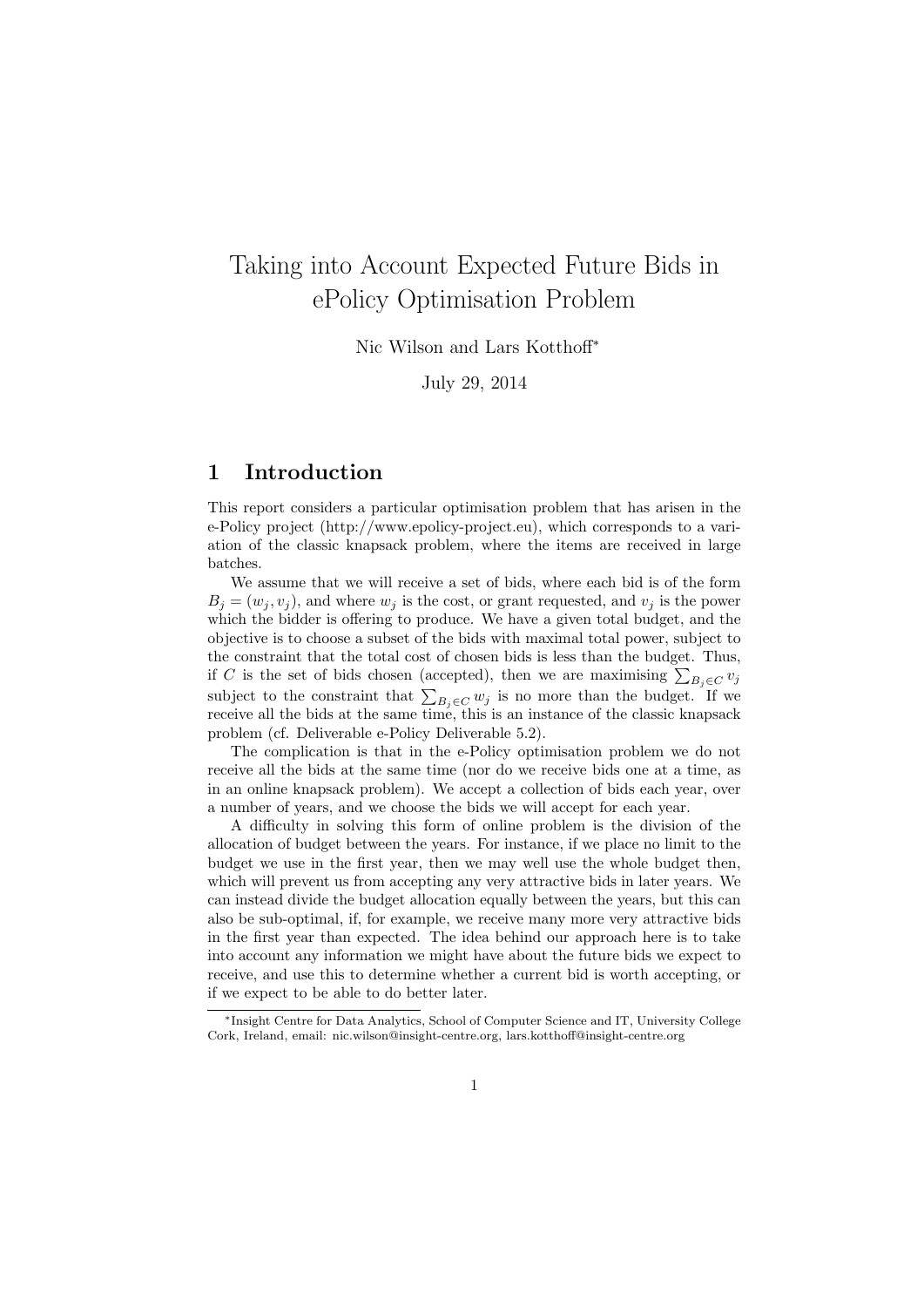# Taking into Account Expected Future Bids in ePolicy Optimisation Problem

Nic Wilson and Lars Kotthoff*

July 29, 2014

## 1 Introduction

This report considers a particular optimisation problem that has arisen in the e-Policy project (http://www.epolicy-project.eu), which corresponds to a variation of the classic knapsack problem, where the items are received in large batches.

We assume that we will receive a set of bids, where each bid is of the form $B_j = (w_j, v_j)$, and where $w_j$ is the cost, or grant requested, and $v_j$ is the power which the bidder is offering to produce. We have a given total budget, and the objective is to choose a subset of the bids with maximal total power, subject to the constraint that the total cost of chosen bids is less than the budget. Thus, if $C$ is the set of bids chosen (accepted), then we are maximising $\sum_{B_j \in C} v_j$ subject to the constraint that $\sum_{B_j \in C} w_j$ is no more than the budget. If we receive all the bids at the same time, this is an instance of the classic knapsack problem (cf. Deliverable e-Policy Deliverable 5.2).

The complication is that in the e-Policy optimisation problem we do not receive all the bids at the same time (nor do we receive bids one at a time, as in an online knapsack problem). We accept a collection of bids each year, over a number of years, and we choose the bids we will accept for each year.

A difficulty in solving this form of online problem is the division of the allocation of budget between the years. For instance, if we place no limit to the budget we use in the first year, then we may well use the whole budget then, which will prevent us from accepting any very attractive bids in later years. We can instead divide the budget allocation equally between the years, but this can also be sub-optimal, if, for example, we receive many more very attractive bids in the first year than expected. The idea behind our approach here is to take into account any information we might have about the future bids we expect to receive, and use this to determine whether a current bid is worth accepting, or if we expect to be able to do better later.

*Insight Centre for Data Analytics, School of Computer Science and IT, University College Cork, Ireland, email: nic.wilson@insight-centre.org, lars.kotthoff@insight-centre.org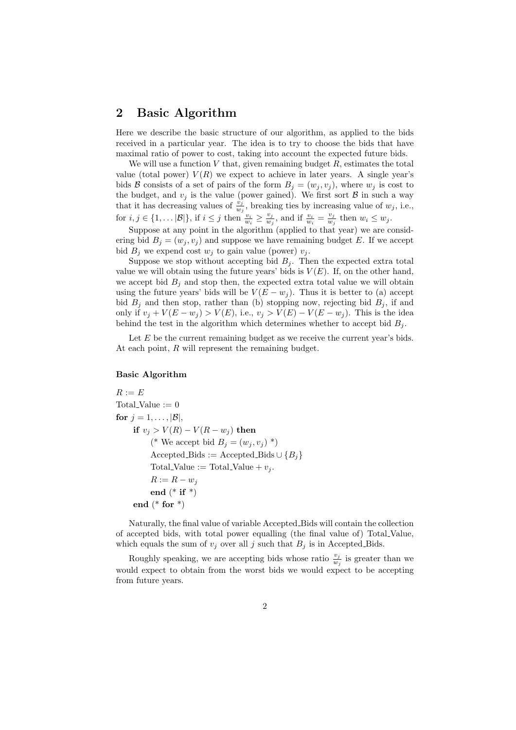## 2 Basic Algorithm

Here we describe the basic structure of our algorithm, as applied to the bids received in a particular year. The idea is to try to choose the bids that have maximal ratio of power to cost, taking into account the expected future bids.

We will use a function $V$ that, given remaining budget $R$, estimates the total value (total power) $V(R)$ we expect to achieve in later years. A single year's bids $\mathcal{B}$ consists of a set of pairs of the form $B_j = (w_j, v_j)$, where $w_j$ is cost to the budget, and $v_j$ is the value (power gained). We first sort $\mathcal{B}$ in such a way that it has decreasing values of $\frac{v_j}{w_j}$, breaking ties by increasing value of $w_j$, i.e., for $i, j \in \{1, \ldots |\mathcal{B}|\}$, if $i \leq j$ then $\frac{v_i}{w_i} \geq \frac{v_j}{w_j}$, and if $\frac{v_i}{w_i} = \frac{v_j}{w_j}$ then $w_i \leq w_j$.

Suppose at any point in the algorithm (applied to that year) we are considering bid $B_j = (w_j, v_j)$ and suppose we have remaining budget $E$. If we accept bid $B_j$ we expend cost $w_j$ to gain value (power) $v_j$.

Suppose we stop without accepting bid $B_j$. Then the expected extra total value we will obtain using the future years' bids is $V(E)$. If, on the other hand, we accept bid $B_j$ and stop then, the expected extra total value we will obtain using the future years' bids will be $V(E - w_j)$. Thus it is better to (a) accept bid $B_j$ and then stop, rather than (b) stopping now, rejecting bid $B_j$, if and only if $v_j + V(E - w_j) > V(E)$, i.e., $v_j > V(E) - V(E - w_j)$. This is the idea behind the test in the algorithm which determines whether to accept bid $B_j$.

Let $E$ be the current remaining budget as we receive the current year's bids. At each point, $R$ will represent the remaining budget.

**Basic Algorithm**

$R := E$
Total_Value := 0
**for** $j = 1, \ldots, |\mathcal{B}|$,
  **if** $v_j > V(R) - V(R - w_j)$ **then**
    (* We accept bid $B_j = (w_j, v_j)$ *)
    Accepted_Bids := Accepted_Bids $\cup \{B_j\}$
    Total_Value := Total_Value + $v_j$.
    $R := R - w_j$
    **end** (* **if** *)
  **end** (* **for** *)

Naturally, the final value of variable Accepted_Bids will contain the collection of accepted bids, with total power equalling (the final value of) Total_Value, which equals the sum of $v_j$ over all $j$ such that $B_j$ is in Accepted_Bids.

Roughly speaking, we are accepting bids whose ratio $\frac{v_j}{w_j}$ is greater than we would expect to obtain from the worst bids we would expect to be accepting from future years.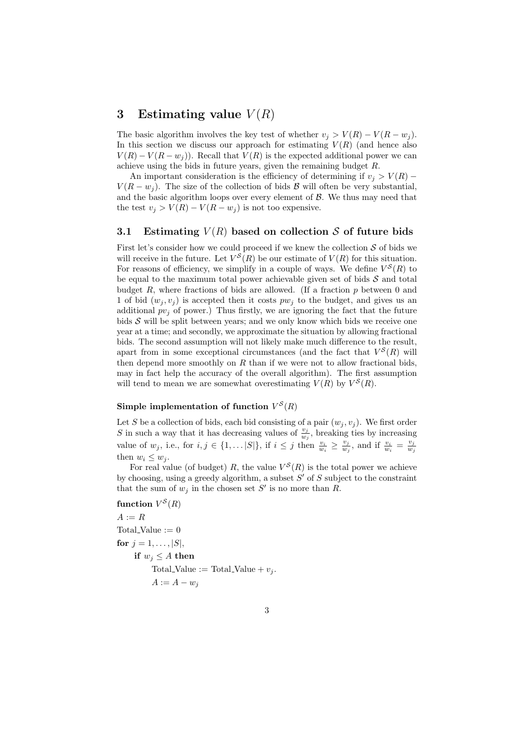## 3 Estimating value $V(R)$

The basic algorithm involves the key test of whether $v_j > V(R) - V(R - w_j)$. In this section we discuss our approach for estimating $V(R)$ (and hence also $V(R) - V(R - w_j)$). Recall that $V(R)$ is the expected additional power we can achieve using the bids in future years, given the remaining budget $R$.

An important consideration is the efficiency of determining if $v_j > V(R) - V(R - w_j)$. The size of the collection of bids $\mathcal{B}$ will often be very substantial, and the basic algorithm loops over every element of $\mathcal{B}$. We thus may need that the test $v_j > V(R) - V(R - w_j)$ is not too expensive.

### 3.1 Estimating $V(R)$ based on collection $\mathcal{S}$ of future bids

First let's consider how we could proceed if we knew the collection $\mathcal{S}$ of bids we will receive in the future. Let $V^{\mathcal{S}}(R)$ be our estimate of $V(R)$ for this situation. For reasons of efficiency, we simplify in a couple of ways. We define $V^{\mathcal{S}}(R)$ to be equal to the maximum total power achievable given set of bids $\mathcal{S}$ and total budget $R$, where fractions of bids are allowed. (If a fraction $p$ between 0 and 1 of bid $(w_j, v_j)$ is accepted then it costs $pw_j$ to the budget, and gives us an additional $pv_j$ of power.) Thus firstly, we are ignoring the fact that the future bids $\mathcal{S}$ will be split between years; and we only know which bids we receive one year at a time; and secondly, we approximate the situation by allowing fractional bids. The second assumption will not likely make much difference to the result, apart from in some exceptional circumstances (and the fact that $V^{\mathcal{S}}(R)$ will then depend more smoothly on $R$ than if we were not to allow fractional bids, may in fact help the accuracy of the overall algorithm). The first assumption will tend to mean we are somewhat overestimating $V(R)$ by $V^{\mathcal{S}}(R)$.

#### Simple implementation of function $V^{\mathcal{S}}(R)$

Let $S$ be a collection of bids, each bid consisting of a pair $(w_j, v_j)$. We first order $S$ in such a way that it has decreasing values of $\frac{v_j}{w_j}$, breaking ties by increasing value of $w_j$, i.e., for $i, j \in \{1, \dots |S|\}$, if $i \leq j$ then $\frac{v_i}{w_i} \geq \frac{v_j}{w_j}$, and if $\frac{v_i}{w_i} = \frac{v_j}{w_j}$ then $w_i \leq w_j$.

For real value (of budget) $R$, the value $V^{\mathcal{S}}(R)$ is the total power we achieve by choosing, using a greedy algorithm, a subset $S'$ of $S$ subject to the constraint that the sum of $w_j$ in the chosen set $S'$ is no more than $R$.

**function** $V^{\mathcal{S}}(R)$

$A := R$

Total_Value $:= 0$

**for** $j = 1, \dots, |S|$,

  **if** $w_j \leq A$ **then**

    Total_Value $:=$ Total_Value $+ v_j$.

    $A := A - w_j$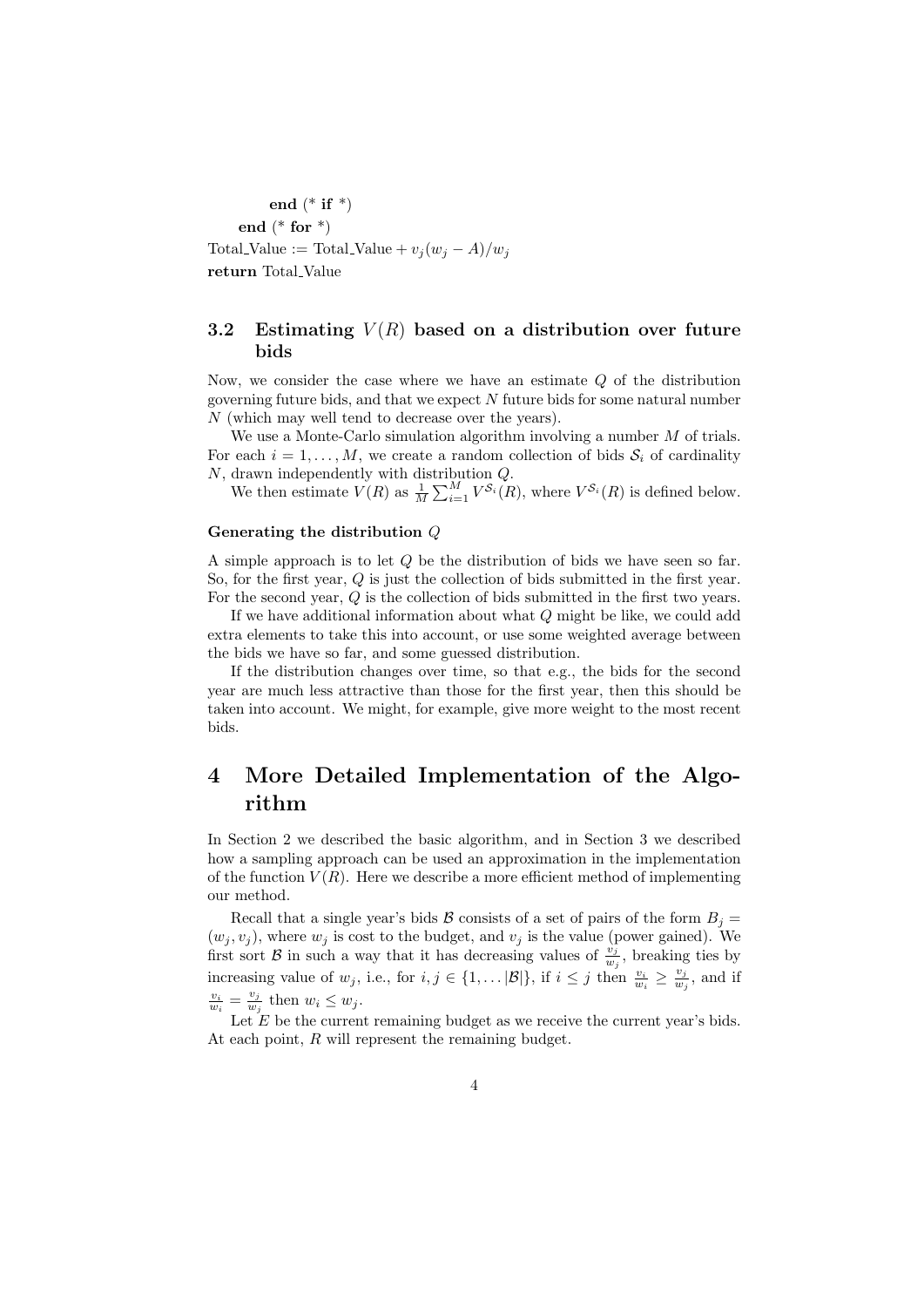```
        end (* if *)
    end (* for *)
Total_Value := Total_Value + v_j(w_j − A)/w_j
return Total_Value
```

### 3.2 Estimating $V(R)$ based on a distribution over future bids

Now, we consider the case where we have an estimate $Q$ of the distribution governing future bids, and that we expect $N$ future bids for some natural number $N$ (which may well tend to decrease over the years).

We use a Monte-Carlo simulation algorithm involving a number $M$ of trials. For each $i = 1, \dots, M$, we create a random collection of bids $\mathcal{S}_i$ of cardinality $N$, drawn independently with distribution $Q$.

We then estimate $V(R)$ as $\frac{1}{M}\sum_{i=1}^{M} V^{\mathcal{S}_i}(R)$, where $V^{\mathcal{S}_i}(R)$ is defined below.

#### Generating the distribution $Q$

A simple approach is to let $Q$ be the distribution of bids we have seen so far. So, for the first year, $Q$ is just the collection of bids submitted in the first year. For the second year, $Q$ is the collection of bids submitted in the first two years.

If we have additional information about what $Q$ might be like, we could add extra elements to take this into account, or use some weighted average between the bids we have so far, and some guessed distribution.

If the distribution changes over time, so that e.g., the bids for the second year are much less attractive than those for the first year, then this should be taken into account. We might, for example, give more weight to the most recent bids.

## 4 More Detailed Implementation of the Algorithm

In Section 2 we described the basic algorithm, and in Section 3 we described how a sampling approach can be used an approximation in the implementation of the function $V(R)$. Here we describe a more efficient method of implementing our method.

Recall that a single year's bids $\mathcal{B}$ consists of a set of pairs of the form $B_j = (w_j, v_j)$, where $w_j$ is cost to the budget, and $v_j$ is the value (power gained). We first sort $\mathcal{B}$ in such a way that it has decreasing values of $\frac{v_j}{w_j}$, breaking ties by increasing value of $w_j$, i.e., for $i, j \in \{1, \dots |\mathcal{B}|\}$, if $i \leq j$ then $\frac{v_i}{w_i} \geq \frac{v_j}{w_j}$, and if $\frac{v_i}{w_i} = \frac{v_j}{w_j}$ then $w_i \leq w_j$.

Let $E$ be the current remaining budget as we receive the current year's bids. At each point, $R$ will represent the remaining budget.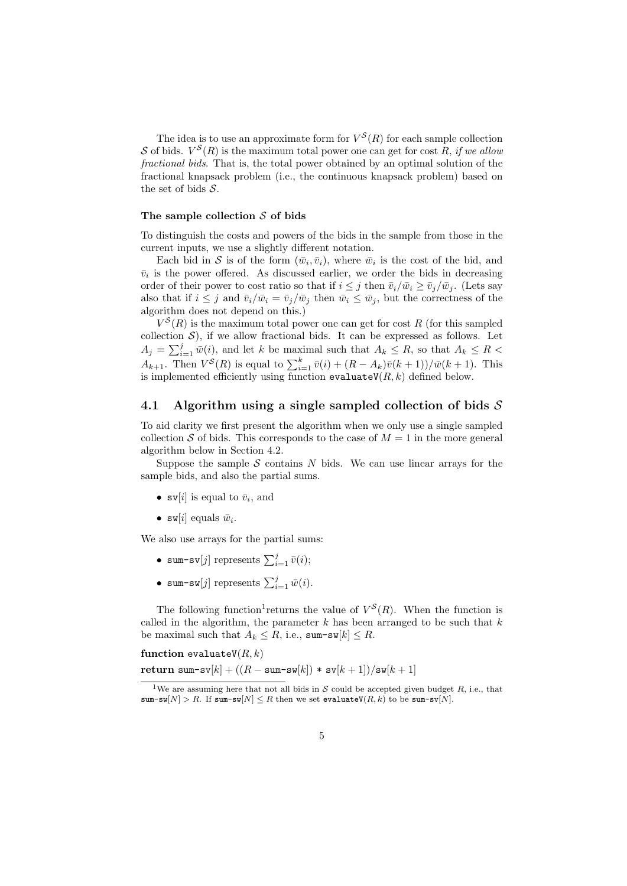The idea is to use an approximate form for $V^{\mathcal{S}}(R)$ for each sample collection $\mathcal{S}$ of bids. $V^{\mathcal{S}}(R)$ is the maximum total power one can get for cost $R$, *if we allow fractional bids*. That is, the total power obtained by an optimal solution of the fractional knapsack problem (i.e., the continuous knapsack problem) based on the set of bids $\mathcal{S}$.

#### The sample collection $\mathcal{S}$ of bids

To distinguish the costs and powers of the bids in the sample from those in the current inputs, we use a slightly different notation.

Each bid in $\mathcal{S}$ is of the form $(\bar{w}_i, \bar{v}_i)$, where $\bar{w}_i$ is the cost of the bid, and $\bar{v}_i$ is the power offered. As discussed earlier, we order the bids in decreasing order of their power to cost ratio so that if $i \leq j$ then $\bar{v}_i/\bar{w}_i \geq \bar{v}_j/\bar{w}_j$. (Lets say also that if $i \leq j$ and $\bar{v}_i/\bar{w}_i = \bar{v}_j/\bar{w}_j$ then $\bar{w}_i \leq \bar{w}_j$, but the correctness of the algorithm does not depend on this.)

$V^{\mathcal{S}}(R)$ is the maximum total power one can get for cost $R$ (for this sampled collection $\mathcal{S}$), if we allow fractional bids. It can be expressed as follows. Let $A_j = \sum_{i=1}^{j} \bar{w}(i)$, and let $k$ be maximal such that $A_k \leq R$, so that $A_k \leq R < A_{k+1}$. Then $V^{\mathcal{S}}(R)$ is equal to $\sum_{i=1}^{k} \bar{v}(i) + (R - A_k)\bar{v}(k+1))/\bar{w}(k+1)$. This is implemented efficiently using function evaluateV$(R, k)$ defined below.

## 4.1 Algorithm using a single sampled collection of bids $\mathcal{S}$

To aid clarity we first present the algorithm when we only use a single sampled collection $\mathcal{S}$ of bids. This corresponds to the case of $M = 1$ in the more general algorithm below in Section 4.2.

Suppose the sample $\mathcal{S}$ contains $N$ bids. We can use linear arrays for the sample bids, and also the partial sums.

- sv$[i]$ is equal to $\bar{v}_i$, and
- sw$[i]$ equals $\bar{w}_i$.

We also use arrays for the partial sums:

- sum-sv$[j]$ represents $\sum_{i=1}^{j} \bar{v}(i)$;
- sum-sw$[j]$ represents $\sum_{i=1}^{j} \bar{w}(i)$.

The following function[1] returns the value of $V^{\mathcal{S}}(R)$. When the function is called in the algorithm, the parameter $k$ has been arranged to be such that $k$ be maximal such that $A_k \leq R$, i.e., sum-sw$[k] \leq R$.

**function** evaluateV$(R, k)$

**return** sum-sv$[k]$ + ((R − sum-sw$[k]$) * sv$[k+1]$)/sw$[k+1]$

[1] We are assuming here that not all bids in $\mathcal{S}$ could be accepted given budget $R$, i.e., that sum-sw$[N] > R$. If sum-sw$[N] \leq R$ then we set evaluateV$(R, k)$ to be sum-sv$[N]$.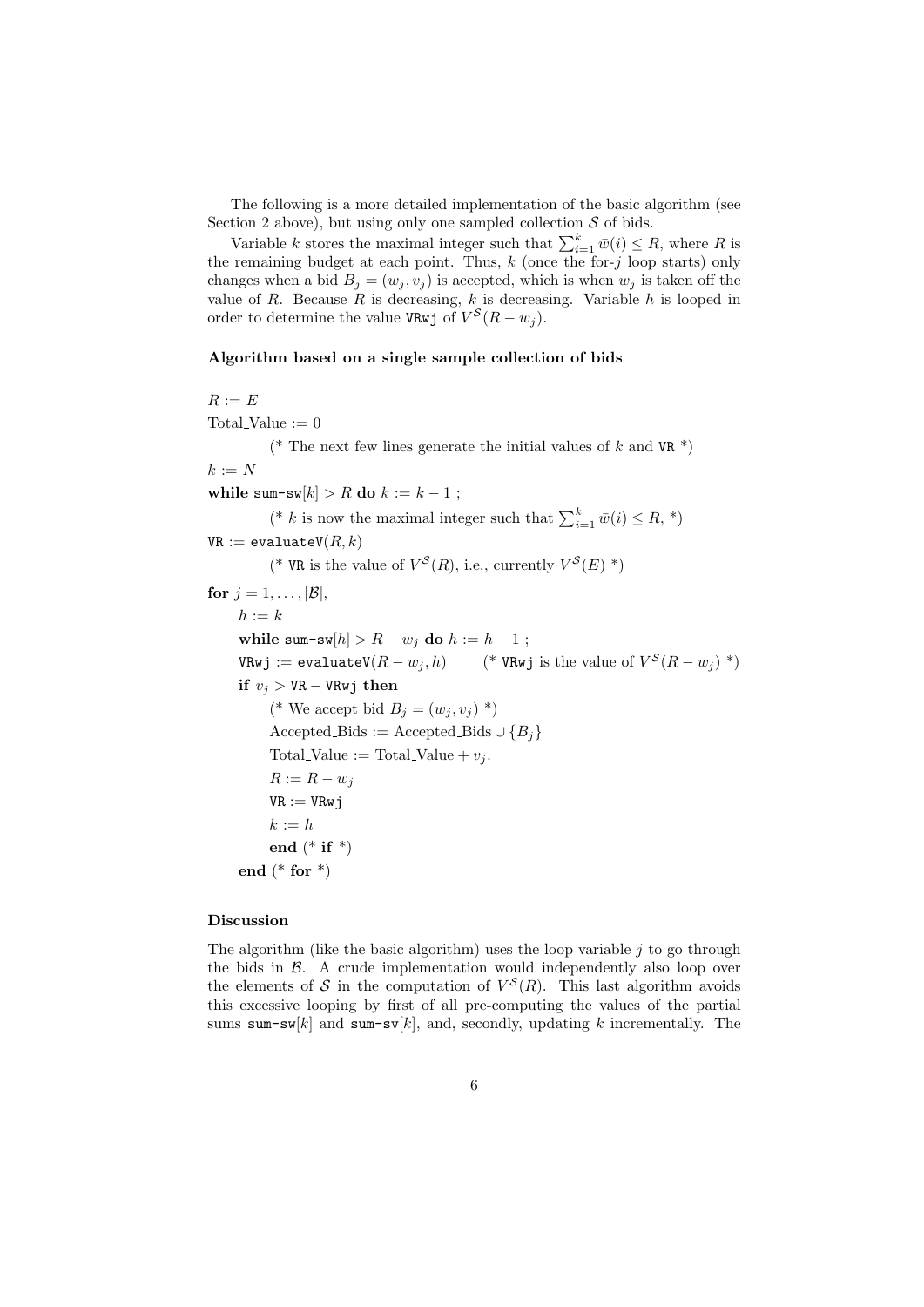The following is a more detailed implementation of the basic algorithm (see Section 2 above), but using only one sampled collection $\mathcal{S}$ of bids.

Variable $k$ stores the maximal integer such that $\sum_{i=1}^{k} \bar{w}(i) \leq R$, where $R$ is the remaining budget at each point. Thus, $k$ (once the for-$j$ loop starts) only changes when a bid $B_j = (w_j, v_j)$ is accepted, which is when $w_j$ is taken off the value of $R$. Because $R$ is decreasing, $k$ is decreasing. Variable $h$ is looped in order to determine the value `VRwj` of $V^{\mathcal{S}}(R - w_j)$.

**Algorithm based on a single sample collection of bids**

$R := E$

Total_Value $:= 0$

(* The next few lines generate the initial values of $k$ and `VR` *)

$k := N$

**while** `sum-sw`$[k] > R$ **do** $k := k - 1$ ;

(* $k$ is now the maximal integer such that $\sum_{i=1}^{k} \bar{w}(i) \leq R$, *)

`VR` $:=$ `evaluateV`$(R, k)$

(* `VR` is the value of $V^{\mathcal{S}}(R)$, i.e., currently $V^{\mathcal{S}}(E)$ *)

**for** $j = 1, \ldots, |\mathcal{B}|$,

  $h := k$

  **while** `sum-sw`$[h] > R - w_j$ **do** $h := h - 1$ ;

  `VRwj` $:=$ `evaluateV`$(R - w_j, h)$  (* `VRwj` is the value of $V^{\mathcal{S}}(R - w_j)$ *)

  **if** $v_j >$ `VR` $-$ `VRwj` **then**

    (* We accept bid $B_j = (w_j, v_j)$ *)

    Accepted_Bids $:=$ Accepted_Bids $\cup \{B_j\}$

    Total_Value $:=$ Total_Value $+ v_j$.

    $R := R - w_j$

    `VR` $:=$ `VRwj`

    $k := h$

    **end** (* **if** *)

  **end** (* **for** *)

**Discussion**

The algorithm (like the basic algorithm) uses the loop variable $j$ to go through the bids in $\mathcal{B}$. A crude implementation would independently also loop over the elements of $\mathcal{S}$ in the computation of $V^{\mathcal{S}}(R)$. This last algorithm avoids this excessive looping by first of all pre-computing the values of the partial sums `sum-sw`$[k]$ and `sum-sv`$[k]$, and, secondly, updating $k$ incrementally. The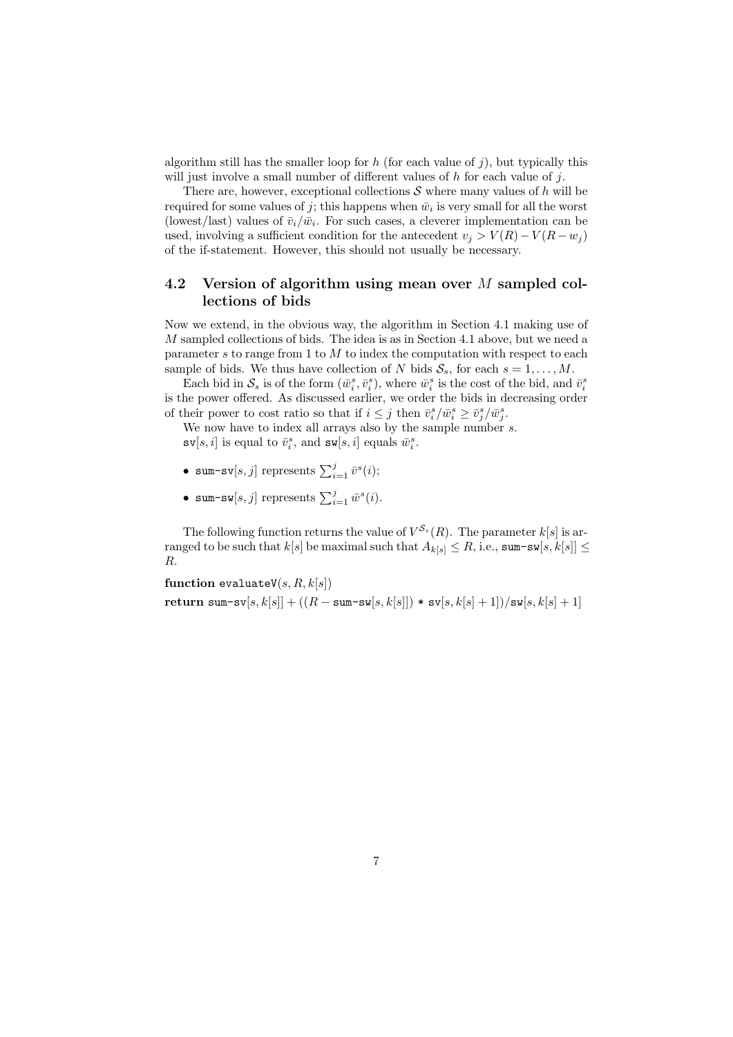algorithm still has the smaller loop for $h$ (for each value of $j$), but typically this will just involve a small number of different values of $h$ for each value of $j$.

There are, however, exceptional collections $\mathcal{S}$ where many values of $h$ will be required for some values of $j$; this happens when $\bar{w}_i$ is very small for all the worst (lowest/last) values of $\bar{v}_i/\bar{w}_i$. For such cases, a cleverer implementation can be used, involving a sufficient condition for the antecedent $v_j > V(R) - V(R - w_j)$ of the if-statement. However, this should not usually be necessary.

## 4.2 Version of algorithm using mean over $M$ sampled collections of bids

Now we extend, in the obvious way, the algorithm in Section 4.1 making use of $M$ sampled collections of bids. The idea is as in Section 4.1 above, but we need a parameter $s$ to range from 1 to $M$ to index the computation with respect to each sample of bids. We thus have collection of $N$ bids $\mathcal{S}_s$, for each $s = 1, \ldots, M$.

Each bid in $\mathcal{S}_s$ is of the form $(\bar{w}_i^s, \bar{v}_i^s)$, where $\bar{w}_i^s$ is the cost of the bid, and $\bar{v}_i^s$ is the power offered. As discussed earlier, we order the bids in decreasing order of their power to cost ratio so that if $i \leq j$ then $\bar{v}_i^s/\bar{w}_i^s \geq \bar{v}_j^s/\bar{w}_j^s$.

We now have to index all arrays also by the sample number $s$.

`sv`$[s, i]$ is equal to $\bar{v}_i^s$, and `sw`$[s, i]$ equals $\bar{w}_i^s$.

- `sum-sv`$[s, j]$ represents $\sum_{i=1}^{j} \bar{v}^s(i)$;
- `sum-sw`$[s, j]$ represents $\sum_{i=1}^{j} \bar{w}^s(i)$.

The following function returns the value of $V^{\mathcal{S}_s}(R)$. The parameter $k[s]$ is arranged to be such that $k[s]$ be maximal such that $A_{k[s]} \leq R$, i.e., `sum-sw`$[s, k[s]] \leq R$.

**function** `evaluateV`$(s, R, k[s])$

**return** `sum-sv`$[s, k[s]] + ((R -$ `sum-sw`$[s, k[s]]) *$ `sv`$[s, k[s] + 1])/$`sw`$[s, k[s] + 1]$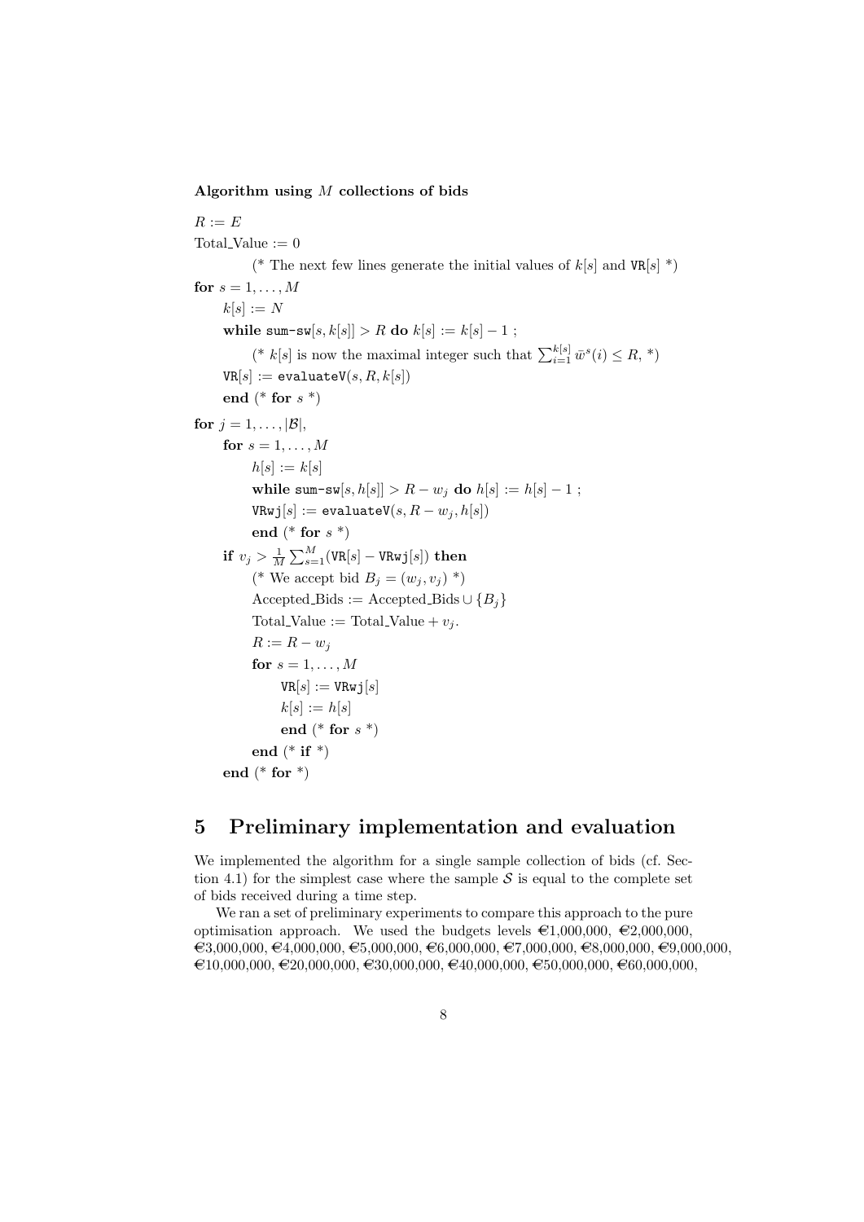**Algorithm using $M$ collections of bids**

```
R := E
Total_Value := 0
        (* The next few lines generate the initial values of k[s] and VR[s] *)
for s = 1, ..., M
    k[s] := N
    while sum-sw[s, k[s]] > R do k[s] := k[s] − 1 ;
        (* k[s] is now the maximal integer such that Σ_{i=1}^{k[s]} w̄^s(i) ≤ R, *)
    VR[s] := evaluateV(s, R, k[s])
    end (* for s *)
for j = 1, ..., |B|,
    for s = 1, ..., M
        h[s] := k[s]
        while sum-sw[s, h[s]] > R − w_j do h[s] := h[s] − 1 ;
        VRwj[s] := evaluateV(s, R − w_j, h[s])
        end (* for s *)
    if v_j > (1/M) Σ_{s=1}^{M} (VR[s] − VRwj[s]) then
        (* We accept bid B_j = (w_j, v_j) *)
        Accepted_Bids := Accepted_Bids ∪ {B_j}
        Total_Value := Total_Value + v_j.
        R := R − w_j
        for s = 1, ..., M
            VR[s] := VRwj[s]
            k[s] := h[s]
            end (* for s *)
        end (* if *)
    end (* for *)
```

## 5 Preliminary implementation and evaluation

We implemented the algorithm for a single sample collection of bids (cf. Section 4.1) for the simplest case where the sample $\mathcal{S}$ is equal to the complete set of bids received during a time step.

We ran a set of preliminary experiments to compare this approach to the pure optimisation approach. We used the budgets levels €1,000,000, €2,000,000, €3,000,000, €4,000,000, €5,000,000, €6,000,000, €7,000,000, €8,000,000, €9,000,000, €10,000,000, €20,000,000, €30,000,000, €40,000,000, €50,000,000, €60,000,000,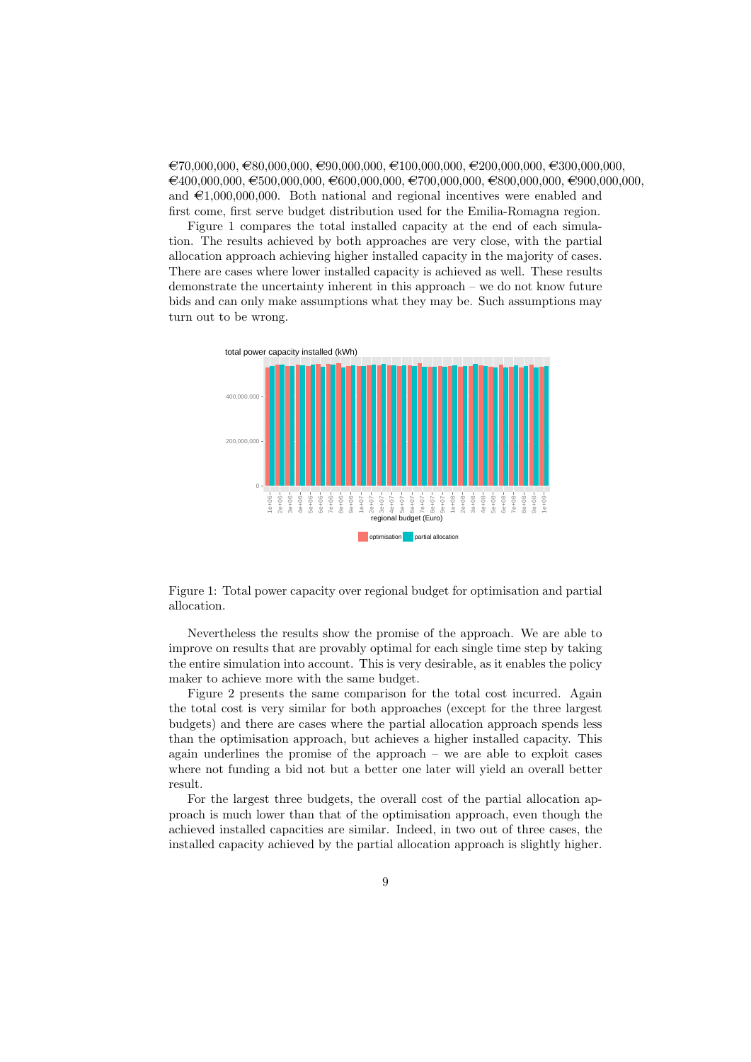€70,000,000, €80,000,000, €90,000,000, €100,000,000, €200,000,000, €300,000,000, €400,000,000, €500,000,000, €600,000,000, €700,000,000, €800,000,000, €900,000,000, and €1,000,000,000. Both national and regional incentives were enabled and first come, first serve budget distribution used for the Emilia-Romagna region.

Figure 1 compares the total installed capacity at the end of each simulation. The results achieved by both approaches are very close, with the partial allocation approach achieving higher installed capacity in the majority of cases. There are cases where lower installed capacity is achieved as well. These results demonstrate the uncertainty inherent in this approach – we do not know future bids and can only make assumptions what they may be. Such assumptions may turn out to be wrong.

Figure 1: Total power capacity over regional budget for optimisation and partial allocation.

Nevertheless the results show the promise of the approach. We are able to improve on results that are provably optimal for each single time step by taking the entire simulation into account. This is very desirable, as it enables the policy maker to achieve more with the same budget.

Figure 2 presents the same comparison for the total cost incurred. Again the total cost is very similar for both approaches (except for the three largest budgets) and there are cases where the partial allocation approach spends less than the optimisation approach, but achieves a higher installed capacity. This again underlines the promise of the approach – we are able to exploit cases where not funding a bid not but a better one later will yield an overall better result.

For the largest three budgets, the overall cost of the partial allocation approach is much lower than that of the optimisation approach, even though the achieved installed capacities are similar. Indeed, in two out of three cases, the installed capacity achieved by the partial allocation approach is slightly higher.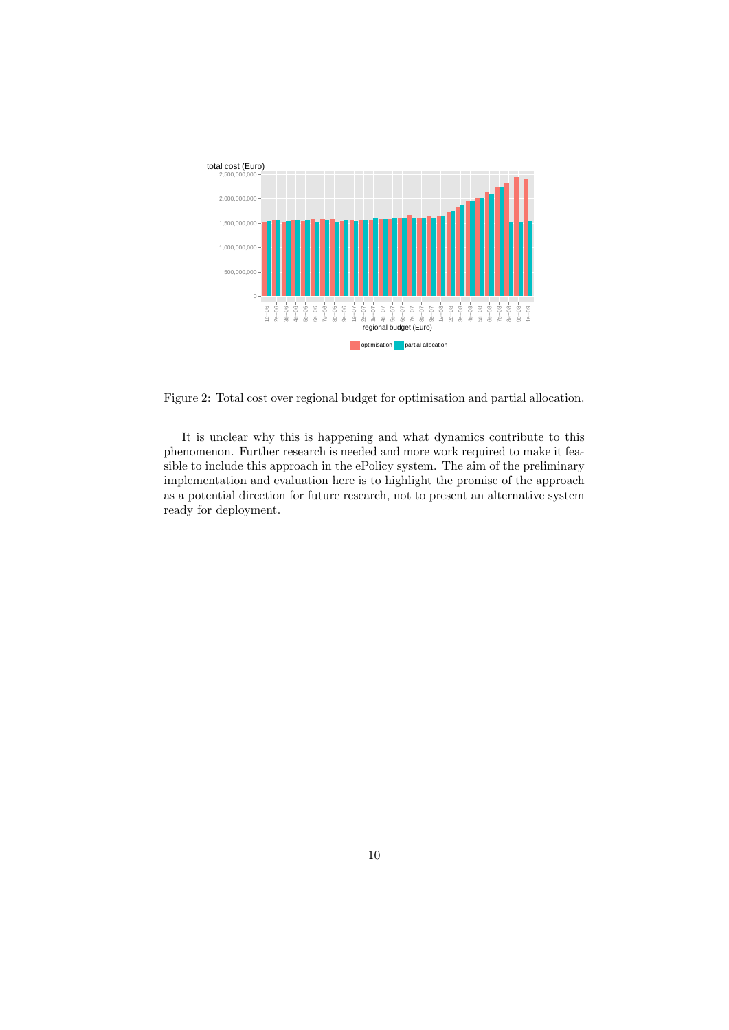total cost (Euro)

2,500,000,000
2,000,000,000
1,500,000,000
1,000,000,000
500,000,000
0

1e+06 2e+06 3e+06 4e+06 5e+06 6e+06 7e+06 8e+06 9e+06 1e+07 2e+07 3e+07 4e+07 5e+07 6e+07 7e+07 8e+07 9e+07 1e+08 2e+08 3e+08 4e+08 5e+08 6e+08 7e+08 8e+08 9e+08 1e+09

regional budget (Euro)

optimisation partial allocation

Figure 2: Total cost over regional budget for optimisation and partial allocation.

It is unclear why this is happening and what dynamics contribute to this phenomenon. Further research is needed and more work required to make it feasible to include this approach in the ePolicy system. The aim of the preliminary implementation and evaluation here is to highlight the promise of the approach as a potential direction for future research, not to present an alternative system ready for deployment.